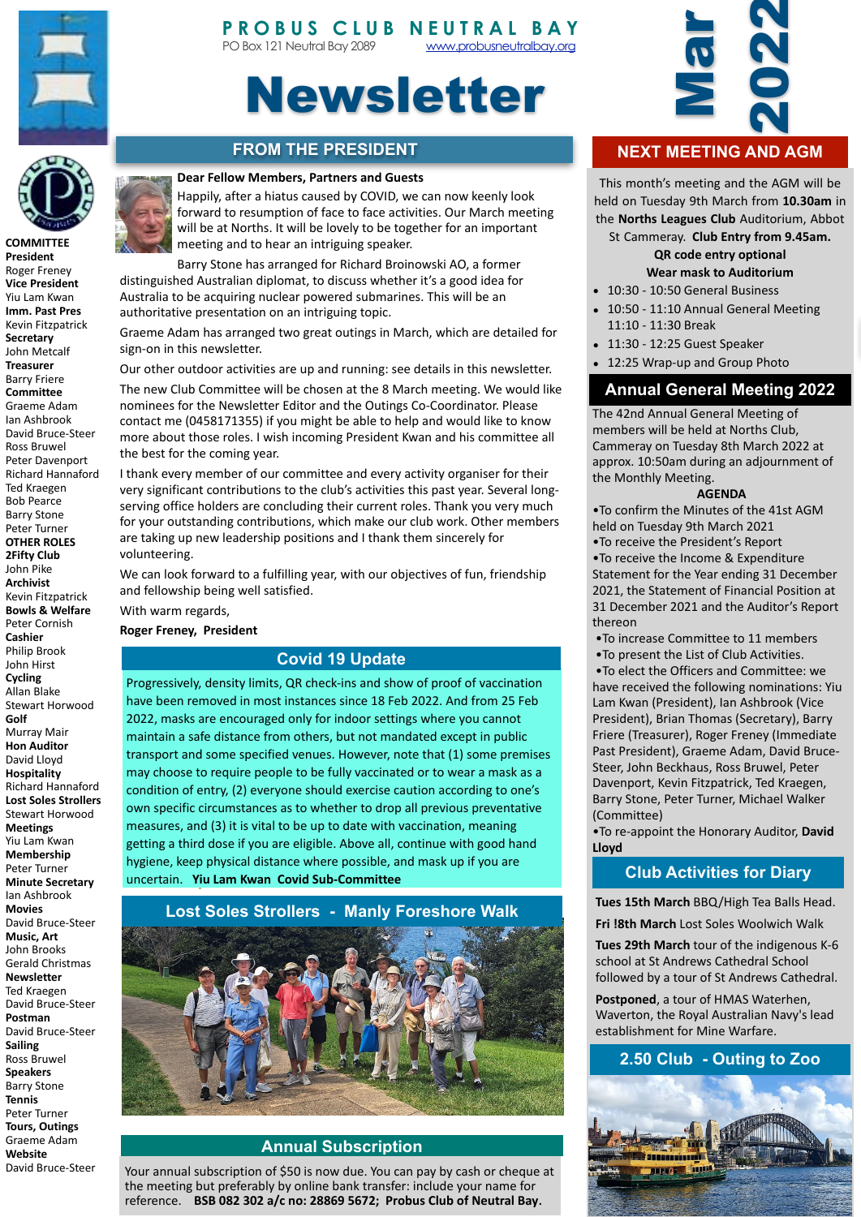# PROBUS CLUB NEUTRAL BAY

PO Box 121 Neutral Bay 2089 www.probusneutralbay.org

# Newsletter

**Mar 2022**

**COMMITTEE**
**President**
Roger Freney
**Vice President**
Yiu Lam Kwan
**Imm. Past Pres**
Kevin Fitzpatrick
**Secretary**
John Metcalf
**Treasurer**
Barry Friere
**Committee**
Graeme Adam
Ian Ashbrook
David Bruce-Steer
Ross Bruwel
Peter Davenport
Richard Hannaford
Ted Kraegen
Bob Pearce
Barry Stone
Peter Turner

**OTHER ROLES**
**2Fifty Club**
John Pike
**Archivist**
Kevin Fitzpatrick
**Bowls & Welfare**
Peter Cornish
**Cashier**
Philip Brook
John Hirst
**Cycling**
Allan Blake
Stewart Horwood
**Golf**
Murray Mair
**Hon Auditor**
David Lloyd
**Hospitality**
Richard Hannaford
**Lost Soles Strollers**
Stewart Horwood
**Meetings**
Yiu Lam Kwan
**Membership**
Peter Turner
**Minute Secretary**
Ian Ashbrook
**Movies**
David Bruce-Steer
**Music, Art**
John Brooks
Gerald Christmas
**Newsletter**
Ted Kraegen
David Bruce-Steer
**Postman**
David Bruce-Steer
**Sailing**
Ross Bruwel
**Speakers**
Barry Stone
**Tennis**
Peter Turner
**Tours, Outings**
Graeme Adam
**Website**
David Bruce-Steer

## FROM THE PRESIDENT

**Dear Fellow Members, Partners and Guests**

Happily, after a hiatus caused by COVID, we can now keenly look forward to resumption of face to face activities. Our March meeting will be at Norths. It will be lovely to be together for an important meeting and to hear an intriguing speaker.

Barry Stone has arranged for Richard Broinowski AO, a former distinguished Australian diplomat, to discuss whether it's a good idea for Australia to be acquiring nuclear powered submarines. This will be an authoritative presentation on an intriguing topic.

Graeme Adam has arranged two great outings in March, which are detailed for sign-on in this newsletter.

Our other outdoor activities are up and running: see details in this newsletter.

The new Club Committee will be chosen at the 8 March meeting. We would like nominees for the Newsletter Editor and the Outings Co-Coordinator. Please contact me (0458171355) if you might be able to help and would like to know more about those roles. I wish incoming President Kwan and his committee all the best for the coming year.

I thank every member of our committee and every activity organiser for their very significant contributions to the club's activities this past year. Several long-serving office holders are concluding their current roles. Thank you very much for your outstanding contributions, which make our club work. Other members are taking up new leadership positions and I thank them sincerely for volunteering.

We can look forward to a fulfilling year, with our objectives of fun, friendship and fellowship being well satisfied.

With warm regards,

**Roger Freney, President**

## Covid 19 Update

Progressively, density limits, QR check-ins and show of proof of vaccination have been removed in most instances since 18 Feb 2022. And from 25 Feb 2022, masks are encouraged only for indoor settings where you cannot maintain a safe distance from others, but not mandated except in public transport and some specified venues. However, note that (1) some premises may choose to require people to be fully vaccinated or to wear a mask as a condition of entry, (2) everyone should exercise caution according to one's own specific circumstances as to whether to drop all previous preventative measures, and (3) it is vital to be up to date with vaccination, meaning getting a third dose if you are eligible. Above all, continue with good hand hygiene, keep physical distance where possible, and mask up if you are uncertain. **Yiu Lam Kwan Covid Sub-Committee**

## Lost Soles Strollers - Manly Foreshore Walk

## Annual Subscription

Your annual subscription of $50 is now due. You can pay by cash or cheque at the meeting but preferably by online bank transfer: include your name for reference. **BSB 082 302 a/c no: 28869 5672; Probus Club of Neutral Bay.**

## NEXT MEETING AND AGM

This month's meeting and the AGM will be held on Tuesday 9th March from **10.30am** in the **Norths Leagues Club** Auditorium, Abbot St Cammeray. **Club Entry from 9.45am.**

**QR code entry optional**

**Wear mask to Auditorium**

- 10:30 - 10:50 General Business
- 10:50 - 11:10 Annual General Meeting 11:10 - 11:30 Break
- 11:30 - 12:25 Guest Speaker
- 12:25 Wrap-up and Group Photo

## Annual General Meeting 2022

The 42nd Annual General Meeting of members will be held at Norths Club, Cammeray on Tuesday 8th March 2022 at approx. 10:50am during an adjournment of the Monthly Meeting.

**AGENDA**

- To confirm the Minutes of the 41st AGM held on Tuesday 9th March 2021
- To receive the President's Report
- To receive the Income & Expenditure Statement for the Year ending 31 December 2021, the Statement of Financial Position at 31 December 2021 and the Auditor's Report thereon
- To increase Committee to 11 members
- To present the List of Club Activities.
- To elect the Officers and Committee: we have received the following nominations: Yiu Lam Kwan (President), Ian Ashbrook (Vice President), Brian Thomas (Secretary), Barry Friere (Treasurer), Roger Freney (Immediate Past President), Graeme Adam, David Bruce-Steer, John Beckhaus, Ross Bruwel, Peter Davenport, Kevin Fitzpatrick, Ted Kraegen, Barry Stone, Peter Turner, Michael Walker (Committee)
- To re-appoint the Honorary Auditor, **David Lloyd**

## Club Activities for Diary

**Tues 15th March** BBQ/High Tea Balls Head.

**Fri !8th March** Lost Soles Woolwich Walk

**Tues 29th March** tour of the indigenous K-6 school at St Andrews Cathedral School followed by a tour of St Andrews Cathedral.

**Postponed**, a tour of HMAS Waterhen, Waverton, the Royal Australian Navy's lead establishment for Mine Warfare.

## 2.50 Club - Outing to Zoo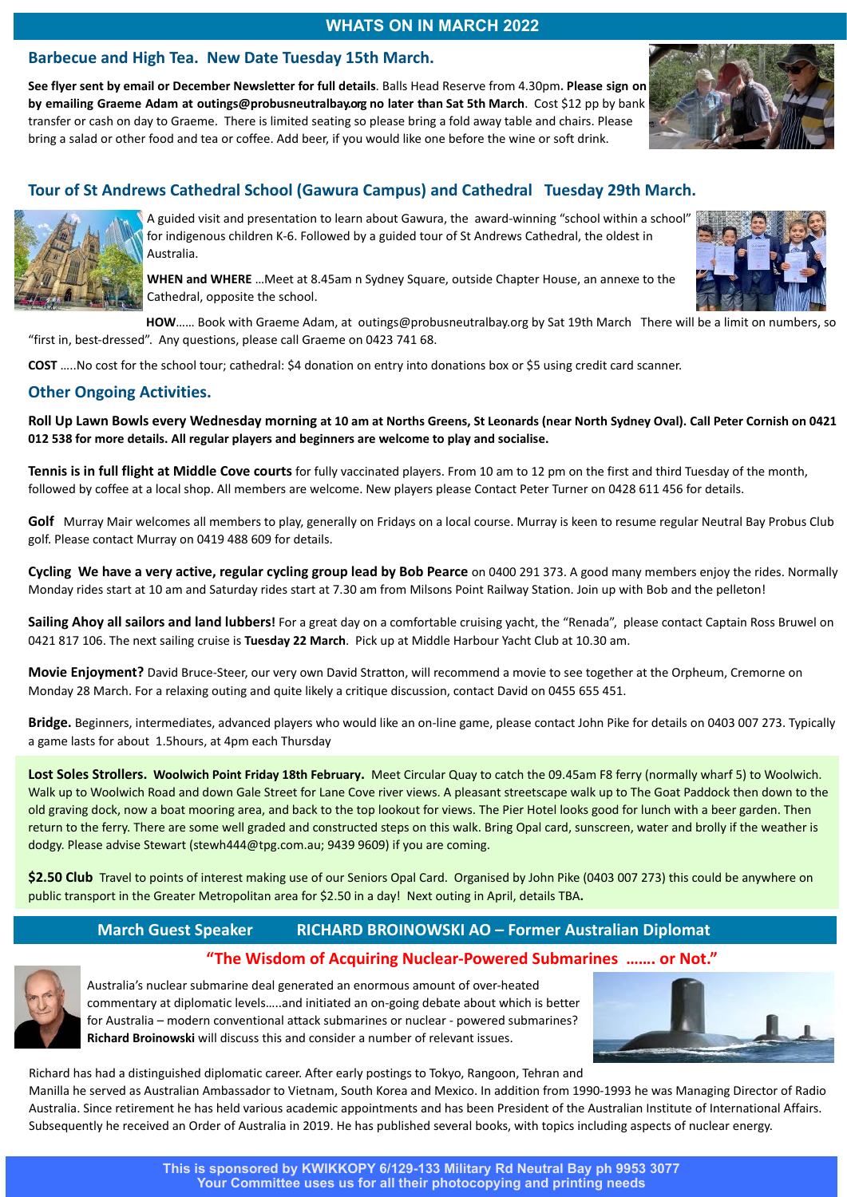# WHATS ON IN MARCH 2022

## Barbecue and High Tea. New Date Tuesday 15th March.

**See flyer sent by email or December Newsletter for full details**. Balls Head Reserve from 4.30pm**. Please sign on by emailing Graeme Adam at outings@probusneutralbay.org no later than Sat 5th March**. Cost $12 pp by bank transfer or cash on day to Graeme. There is limited seating so please bring a fold away table and chairs. Please bring a salad or other food and tea or coffee. Add beer, if you would like one before the wine or soft drink.

## Tour of St Andrews Cathedral School (Gawura Campus) and Cathedral Tuesday 29th March.

A guided visit and presentation to learn about Gawura, the award-winning "school within a school" for indigenous children K-6. Followed by a guided tour of St Andrews Cathedral, the oldest in Australia.

**WHEN and WHERE** …Meet at 8.45am n Sydney Square, outside Chapter House, an annexe to the Cathedral, opposite the school.

**HOW**…… Book with Graeme Adam, at outings@probusneutralbay.org by Sat 19th March There will be a limit on numbers, so "first in, best-dressed". Any questions, please call Graeme on 0423 741 68.

**COST** …..No cost for the school tour; cathedral: $4 donation on entry into donations box or $5 using credit card scanner.

## Other Ongoing Activities.

**Roll Up Lawn Bowls every Wednesday morning at 10 am at Norths Greens, St Leonards (near North Sydney Oval). Call Peter Cornish on 0421 012 538 for more details. All regular players and beginners are welcome to play and socialise.**

**Tennis is in full flight at Middle Cove courts** for fully vaccinated players. From 10 am to 12 pm on the first and third Tuesday of the month, followed by coffee at a local shop. All members are welcome. New players please Contact Peter Turner on 0428 611 456 for details.

**Golf** Murray Mair welcomes all members to play, generally on Fridays on a local course. Murray is keen to resume regular Neutral Bay Probus Club golf. Please contact Murray on 0419 488 609 for details.

**Cycling We have a very active, regular cycling group lead by Bob Pearce** on 0400 291 373. A good many members enjoy the rides. Normally Monday rides start at 10 am and Saturday rides start at 7.30 am from Milsons Point Railway Station. Join up with Bob and the pelleton!

**Sailing Ahoy all sailors and land lubbers!** For a great day on a comfortable cruising yacht, the "Renada", please contact Captain Ross Bruwel on 0421 817 106. The next sailing cruise is **Tuesday 22 March**. Pick up at Middle Harbour Yacht Club at 10.30 am.

**Movie Enjoyment?** David Bruce-Steer, our very own David Stratton, will recommend a movie to see together at the Orpheum, Cremorne on Monday 28 March. For a relaxing outing and quite likely a critique discussion, contact David on 0455 655 451.

**Bridge.** Beginners, intermediates, advanced players who would like an on-line game, please contact John Pike for details on 0403 007 273. Typically a game lasts for about 1.5hours, at 4pm each Thursday

**Lost Soles Strollers. Woolwich Point Friday 18th February.** Meet Circular Quay to catch the 09.45am F8 ferry (normally wharf 5) to Woolwich. Walk up to Woolwich Road and down Gale Street for Lane Cove river views. A pleasant streetscape walk up to The Goat Paddock then down to the old graving dock, now a boat mooring area, and back to the top lookout for views. The Pier Hotel looks good for lunch with a beer garden. Then return to the ferry. There are some well graded and constructed steps on this walk. Bring Opal card, sunscreen, water and brolly if the weather is dodgy. Please advise Stewart (stewh444@tpg.com.au; 9439 9609) if you are coming.

**$2.50 Club** Travel to points of interest making use of our Seniors Opal Card. Organised by John Pike (0403 007 273) this could be anywhere on public transport in the Greater Metropolitan area for $2.50 in a day! Next outing in April, details TBA**.**

## March Guest Speaker RICHARD BROINOWSKI AO – Former Australian Diplomat

### "The Wisdom of Acquiring Nuclear-Powered Submarines ……. or Not."

Australia's nuclear submarine deal generated an enormous amount of over-heated commentary at diplomatic levels…..and initiated an on-going debate about which is better for Australia – modern conventional attack submarines or nuclear - powered submarines? **Richard Broinowski** will discuss this and consider a number of relevant issues.

Richard has had a distinguished diplomatic career. After early postings to Tokyo, Rangoon, Tehran and Manilla he served as Australian Ambassador to Vietnam, South Korea and Mexico. In addition from 1990-1993 he was Managing Director of Radio Australia. Since retirement he has held various academic appointments and has been President of the Australian Institute of International Affairs. Subsequently he received an Order of Australia in 2019. He has published several books, with topics including aspects of nuclear energy.

**This is sponsored by KWIKKOPY 6/129-133 Military Rd Neutral Bay ph 9953 3077**
**Your Committee uses us for all their photocopying and printing needs**